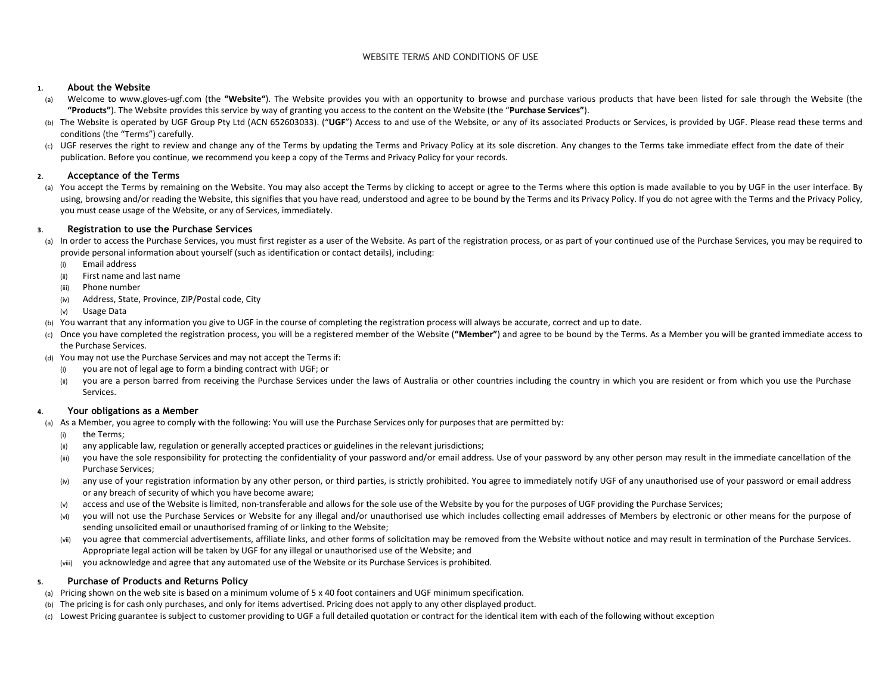# WEBSITE TERMS AND CONDITIONS OF USE

## 1. About the Website

(a) Welcome to www.gloves-ugf.com (the **"Website"**). The Website provides you with an opportunity to browse and purchase various products that have been listed for sale through the Website (the **"Products"**). The Website provides this service by way of granting you access to the content on the Website (the "**Purchase Services"**).

(b) The Website is operated by UGF Group Pty Ltd (ACN 652603033). ("**UGF**") Access to and use of the Website, or any of its associated Products or Services, is provided by UGF. Please read these terms and conditions (the "Terms") carefully.

(c) UGF reserves the right to review and change any of the Terms by updating the Terms and Privacy Policy at its sole discretion. Any changes to the Terms take immediate effect from the date of their publication. Before you continue, we recommend you keep a copy of the Terms and Privacy Policy for your records.

## 2. Acceptance of the Terms

(a) You accept the Terms by remaining on the Website. You may also accept the Terms by clicking to accept or agree to the Terms where this option is made available to you by UGF in the user interface. By using, browsing and/or reading the Website, this signifies that you have read, understood and agree to be bound by the Terms and its Privacy Policy. If you do not agree with the Terms and the Privacy Policy, you must cease usage of the Website, or any of Services, immediately.

## 3. Registration to use the Purchase Services

(a) In order to access the Purchase Services, you must first register as a user of the Website. As part of the registration process, or as part of your continued use of the Purchase Services, you may be required to provide personal information about yourself (such as identification or contact details), including:

- (i) Email address
- (ii) First name and last name
- (iii) Phone number
- (iv) Address, State, Province, ZIP/Postal code, City
- (v) Usage Data

(b) You warrant that any information you give to UGF in the course of completing the registration process will always be accurate, correct and up to date.

(c) Once you have completed the registration process, you will be a registered member of the Website (**"Member"**) and agree to be bound by the Terms. As a Member you will be granted immediate access to the Purchase Services.

(d) You may not use the Purchase Services and may not accept the Terms if:

- (i) you are not of legal age to form a binding contract with UGF; or
- (ii) you are a person barred from receiving the Purchase Services under the laws of Australia or other countries including the country in which you are resident or from which you use the Purchase Services.

## 4. Your obligations as a Member

(a) As a Member, you agree to comply with the following: You will use the Purchase Services only for purposes that are permitted by:

- (i) the Terms;
- (ii) any applicable law, regulation or generally accepted practices or guidelines in the relevant jurisdictions;
- (iii) you have the sole responsibility for protecting the confidentiality of your password and/or email address. Use of your password by any other person may result in the immediate cancellation of the Purchase Services;
- (iv) any use of your registration information by any other person, or third parties, is strictly prohibited. You agree to immediately notify UGF of any unauthorised use of your password or email address or any breach of security of which you have become aware;
- (v) access and use of the Website is limited, non-transferable and allows for the sole use of the Website by you for the purposes of UGF providing the Purchase Services;
- (vi) you will not use the Purchase Services or Website for any illegal and/or unauthorised use which includes collecting email addresses of Members by electronic or other means for the purpose of sending unsolicited email or unauthorised framing of or linking to the Website;
- (vii) you agree that commercial advertisements, affiliate links, and other forms of solicitation may be removed from the Website without notice and may result in termination of the Purchase Services. Appropriate legal action will be taken by UGF for any illegal or unauthorised use of the Website; and
- (viii) you acknowledge and agree that any automated use of the Website or its Purchase Services is prohibited.

## 5. Purchase of Products and Returns Policy

(a) Pricing shown on the web site is based on a minimum volume of 5 x 40 foot containers and UGF minimum specification.

(b) The pricing is for cash only purchases, and only for items advertised. Pricing does not apply to any other displayed product.

(c) Lowest Pricing guarantee is subject to customer providing to UGF a full detailed quotation or contract for the identical item with each of the following without exception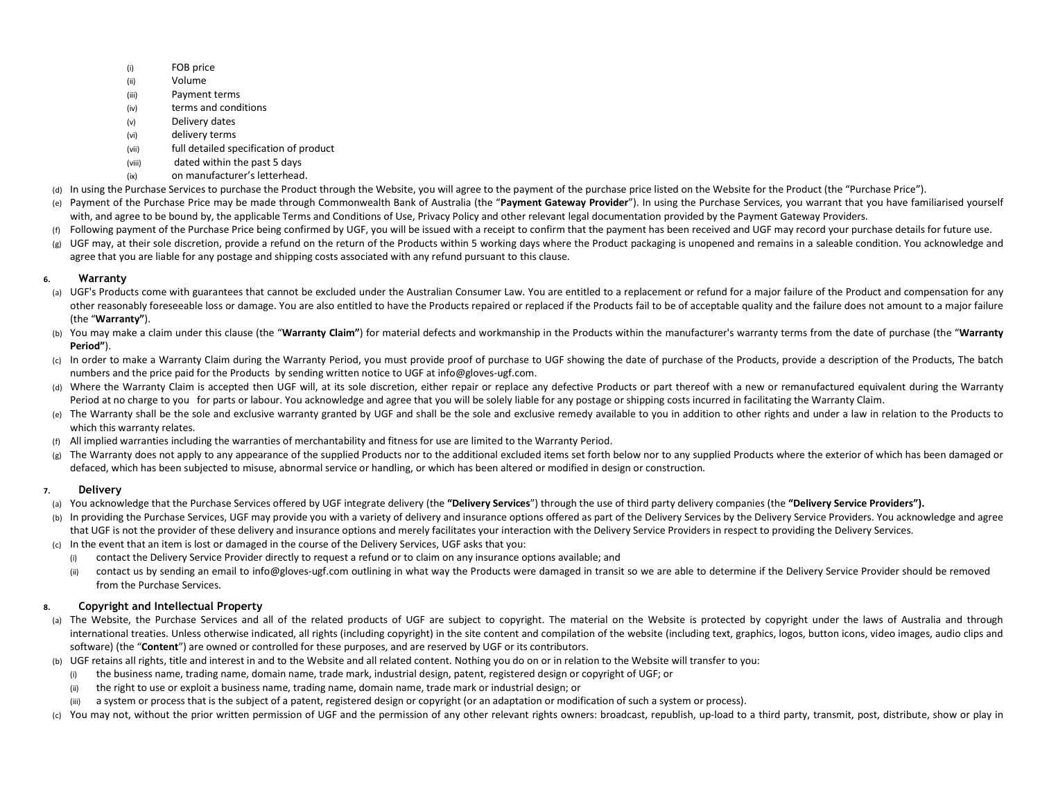- (i) FOB price
- (ii) Volume
- (iii) Payment terms
- (iv) terms and conditions
- (v) Delivery dates
- (vi) delivery terms
- (vii) full detailed specification of product
- (viii) dated within the past 5 days
- (ix) on manufacturer's letterhead.

(d) In using the Purchase Services to purchase the Product through the Website, you will agree to the payment of the purchase price listed on the Website for the Product (the "Purchase Price").

(e) Payment of the Purchase Price may be made through Commonwealth Bank of Australia (the "**Payment Gateway Provider**"). In using the Purchase Services, you warrant that you have familiarised yourself with, and agree to be bound by, the applicable Terms and Conditions of Use, Privacy Policy and other relevant legal documentation provided by the Payment Gateway Providers.

(f) Following payment of the Purchase Price being confirmed by UGF, you will be issued with a receipt to confirm that the payment has been received and UGF may record your purchase details for future use.

(g) UGF may, at their sole discretion, provide a refund on the return of the Products within 5 working days where the Product packaging is unopened and remains in a saleable condition. You acknowledge and agree that you are liable for any postage and shipping costs associated with any refund pursuant to this clause.

## 6. Warranty

(a) UGF's Products come with guarantees that cannot be excluded under the Australian Consumer Law. You are entitled to a replacement or refund for a major failure of the Product and compensation for any other reasonably foreseeable loss or damage. You are also entitled to have the Products repaired or replaced if the Products fail to be of acceptable quality and the failure does not amount to a major failure (the "**Warranty"**).

(b) You may make a claim under this clause (the "**Warranty Claim"**) for material defects and workmanship in the Products within the manufacturer's warranty terms from the date of purchase (the "**Warranty Period"**).

(c) In order to make a Warranty Claim during the Warranty Period, you must provide proof of purchase to UGF showing the date of purchase of the Products, provide a description of the Products, The batch numbers and the price paid for the Products by sending written notice to UGF at info@gloves-ugf.com.

(d) Where the Warranty Claim is accepted then UGF will, at its sole discretion, either repair or replace any defective Products or part thereof with a new or remanufactured equivalent during the Warranty Period at no charge to you for parts or labour. You acknowledge and agree that you will be solely liable for any postage or shipping costs incurred in facilitating the Warranty Claim.

(e) The Warranty shall be the sole and exclusive warranty granted by UGF and shall be the sole and exclusive remedy available to you in addition to other rights and under a law in relation to the Products to which this warranty relates.

(f) All implied warranties including the warranties of merchantability and fitness for use are limited to the Warranty Period.

(g) The Warranty does not apply to any appearance of the supplied Products nor to the additional excluded items set forth below nor to any supplied Products where the exterior of which has been damaged or defaced, which has been subjected to misuse, abnormal service or handling, or which has been altered or modified in design or construction.

## 7. Delivery

(a) You acknowledge that the Purchase Services offered by UGF integrate delivery (the **"Delivery Services**") through the use of third party delivery companies (the **"Delivery Service Providers").**

(b) In providing the Purchase Services, UGF may provide you with a variety of delivery and insurance options offered as part of the Delivery Services by the Delivery Service Providers. You acknowledge and agree that UGF is not the provider of these delivery and insurance options and merely facilitates your interaction with the Delivery Service Providers in respect to providing the Delivery Services.

(c) In the event that an item is lost or damaged in the course of the Delivery Services, UGF asks that you:

- (i) contact the Delivery Service Provider directly to request a refund or to claim on any insurance options available; and
- (ii) contact us by sending an email to info@gloves-ugf.com outlining in what way the Products were damaged in transit so we are able to determine if the Delivery Service Provider should be removed from the Purchase Services.

## 8. Copyright and Intellectual Property

(a) The Website, the Purchase Services and all of the related products of UGF are subject to copyright. The material on the Website is protected by copyright under the laws of Australia and through international treaties. Unless otherwise indicated, all rights (including copyright) in the site content and compilation of the website (including text, graphics, logos, button icons, video images, audio clips and software) (the "**Content**") are owned or controlled for these purposes, and are reserved by UGF or its contributors.

(b) UGF retains all rights, title and interest in and to the Website and all related content. Nothing you do on or in relation to the Website will transfer to you:

- (i) the business name, trading name, domain name, trade mark, industrial design, patent, registered design or copyright of UGF; or
- (ii) the right to use or exploit a business name, trading name, domain name, trade mark or industrial design; or
- (iii) a system or process that is the subject of a patent, registered design or copyright (or an adaptation or modification of such a system or process).

(c) You may not, without the prior written permission of UGF and the permission of any other relevant rights owners: broadcast, republish, up-load to a third party, transmit, post, distribute, show or play in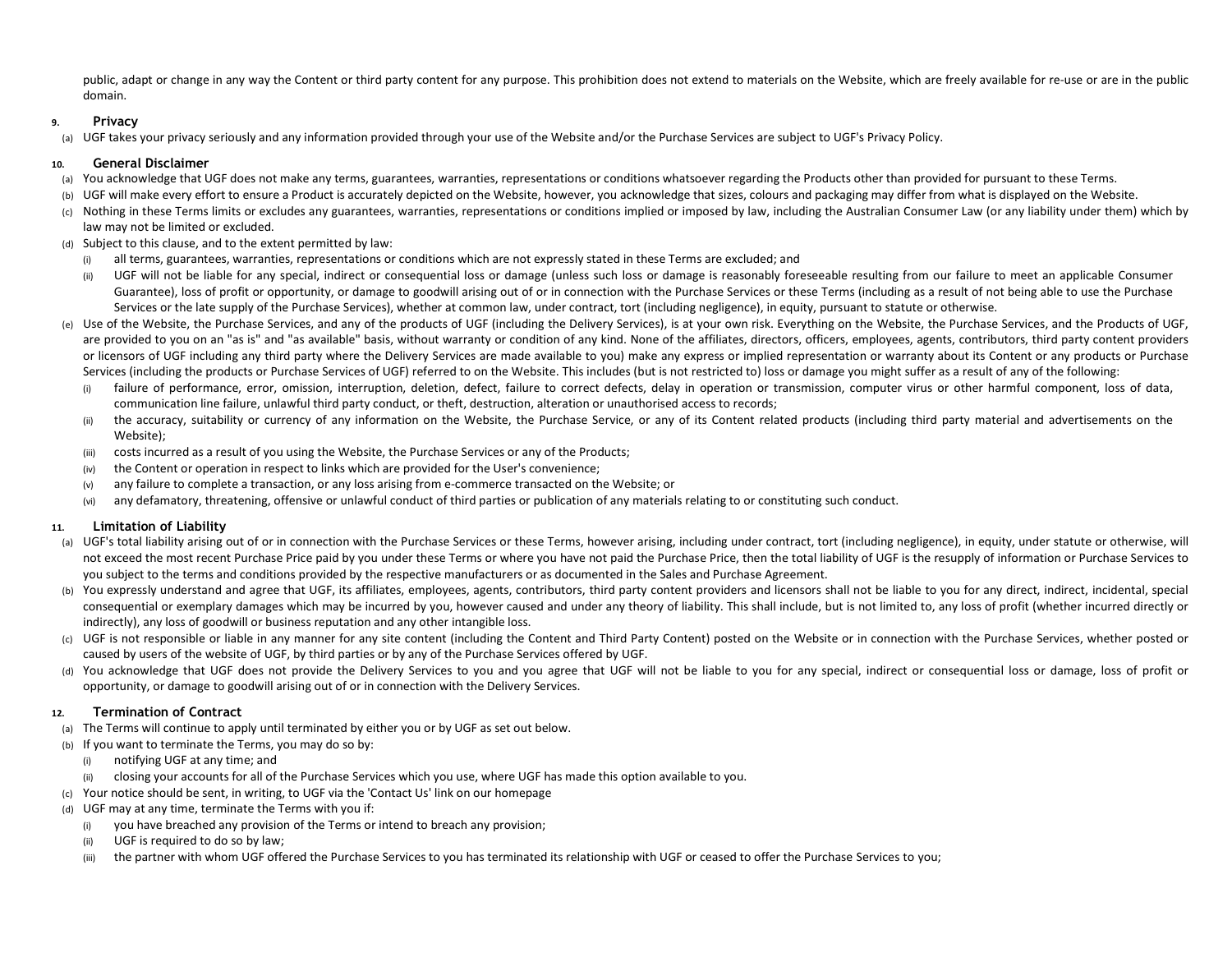public, adapt or change in any way the Content or third party content for any purpose. This prohibition does not extend to materials on the Website, which are freely available for re-use or are in the public domain.

### 9. Privacy

(a) UGF takes your privacy seriously and any information provided through your use of the Website and/or the Purchase Services are subject to UGF's Privacy Policy.

### 10. General Disclaimer

(a) You acknowledge that UGF does not make any terms, guarantees, warranties, representations or conditions whatsoever regarding the Products other than provided for pursuant to these Terms.

(b) UGF will make every effort to ensure a Product is accurately depicted on the Website, however, you acknowledge that sizes, colours and packaging may differ from what is displayed on the Website.

(c) Nothing in these Terms limits or excludes any guarantees, warranties, representations or conditions implied or imposed by law, including the Australian Consumer Law (or any liability under them) which by law may not be limited or excluded.

(d) Subject to this clause, and to the extent permitted by law:

- (i) all terms, guarantees, warranties, representations or conditions which are not expressly stated in these Terms are excluded; and
- (ii) UGF will not be liable for any special, indirect or consequential loss or damage (unless such loss or damage is reasonably foreseeable resulting from our failure to meet an applicable Consumer Guarantee), loss of profit or opportunity, or damage to goodwill arising out of or in connection with the Purchase Services or these Terms (including as a result of not being able to use the Purchase Services or the late supply of the Purchase Services), whether at common law, under contract, tort (including negligence), in equity, pursuant to statute or otherwise.

(e) Use of the Website, the Purchase Services, and any of the products of UGF (including the Delivery Services), is at your own risk. Everything on the Website, the Purchase Services, and the Products of UGF, are provided to you on an "as is" and "as available" basis, without warranty or condition of any kind. None of the affiliates, directors, officers, employees, agents, contributors, third party content providers or licensors of UGF including any third party where the Delivery Services are made available to you) make any express or implied representation or warranty about its Content or any products or Purchase Services (including the products or Purchase Services of UGF) referred to on the Website. This includes (but is not restricted to) loss or damage you might suffer as a result of any of the following:

- (i) failure of performance, error, omission, interruption, deletion, defect, failure to correct defects, delay in operation or transmission, computer virus or other harmful component, loss of data, communication line failure, unlawful third party conduct, or theft, destruction, alteration or unauthorised access to records;
- (ii) the accuracy, suitability or currency of any information on the Website, the Purchase Service, or any of its Content related products (including third party material and advertisements on the Website);
- (iii) costs incurred as a result of you using the Website, the Purchase Services or any of the Products;
- (iv) the Content or operation in respect to links which are provided for the User's convenience;
- (v) any failure to complete a transaction, or any loss arising from e-commerce transacted on the Website; or
- (vi) any defamatory, threatening, offensive or unlawful conduct of third parties or publication of any materials relating to or constituting such conduct.

### 11. Limitation of Liability

(a) UGF's total liability arising out of or in connection with the Purchase Services or these Terms, however arising, including under contract, tort (including negligence), in equity, under statute or otherwise, will not exceed the most recent Purchase Price paid by you under these Terms or where you have not paid the Purchase Price, then the total liability of UGF is the resupply of information or Purchase Services to you subject to the terms and conditions provided by the respective manufacturers or as documented in the Sales and Purchase Agreement.

(b) You expressly understand and agree that UGF, its affiliates, employees, agents, contributors, third party content providers and licensors shall not be liable to you for any direct, indirect, incidental, special consequential or exemplary damages which may be incurred by you, however caused and under any theory of liability. This shall include, but is not limited to, any loss of profit (whether incurred directly or indirectly), any loss of goodwill or business reputation and any other intangible loss.

(c) UGF is not responsible or liable in any manner for any site content (including the Content and Third Party Content) posted on the Website or in connection with the Purchase Services, whether posted or caused by users of the website of UGF, by third parties or by any of the Purchase Services offered by UGF.

(d) You acknowledge that UGF does not provide the Delivery Services to you and you agree that UGF will not be liable to you for any special, indirect or consequential loss or damage, loss of profit or opportunity, or damage to goodwill arising out of or in connection with the Delivery Services.

### 12. Termination of Contract

(a) The Terms will continue to apply until terminated by either you or by UGF as set out below.

(b) If you want to terminate the Terms, you may do so by:

- (i) notifying UGF at any time; and
- (ii) closing your accounts for all of the Purchase Services which you use, where UGF has made this option available to you.

(c) Your notice should be sent, in writing, to UGF via the 'Contact Us' link on our homepage

(d) UGF may at any time, terminate the Terms with you if:

- (i) you have breached any provision of the Terms or intend to breach any provision;
- (ii) UGF is required to do so by law;
- (iii) the partner with whom UGF offered the Purchase Services to you has terminated its relationship with UGF or ceased to offer the Purchase Services to you;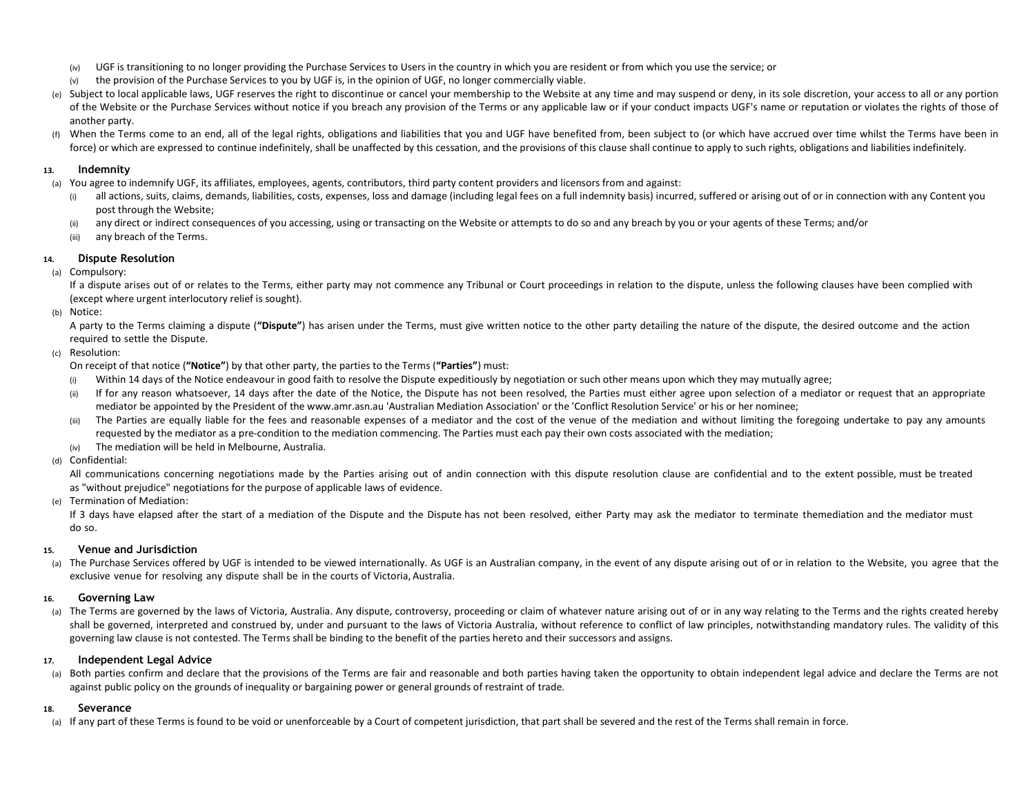- (iv) UGF is transitioning to no longer providing the Purchase Services to Users in the country in which you are resident or from which you use the service; or
- (v) the provision of the Purchase Services to you by UGF is, in the opinion of UGF, no longer commercially viable.

(e) Subject to local applicable laws, UGF reserves the right to discontinue or cancel your membership to the Website at any time and may suspend or deny, in its sole discretion, your access to all or any portion of the Website or the Purchase Services without notice if you breach any provision of the Terms or any applicable law or if your conduct impacts UGF's name or reputation or violates the rights of those of another party.

(f) When the Terms come to an end, all of the legal rights, obligations and liabilities that you and UGF have benefited from, been subject to (or which have accrued over time whilst the Terms have been in force) or which are expressed to continue indefinitely, shall be unaffected by this cessation, and the provisions of this clause shall continue to apply to such rights, obligations and liabilities indefinitely.

### 13. Indemnity

(a) You agree to indemnify UGF, its affiliates, employees, agents, contributors, third party content providers and licensors from and against:

- (i) all actions, suits, claims, demands, liabilities, costs, expenses, loss and damage (including legal fees on a full indemnity basis) incurred, suffered or arising out of or in connection with any Content you post through the Website;
- (ii) any direct or indirect consequences of you accessing, using or transacting on the Website or attempts to do so and any breach by you or your agents of these Terms; and/or
- (iii) any breach of the Terms.

### 14. Dispute Resolution

(a) Compulsory:

If a dispute arises out of or relates to the Terms, either party may not commence any Tribunal or Court proceedings in relation to the dispute, unless the following clauses have been complied with (except where urgent interlocutory relief is sought).

(b) Notice:

A party to the Terms claiming a dispute (**"Dispute"**) has arisen under the Terms, must give written notice to the other party detailing the nature of the dispute, the desired outcome and the action required to settle the Dispute.

(c) Resolution:

On receipt of that notice (**"Notice"**) by that other party, the parties to the Terms (**"Parties"**) must:

- (i) Within 14 days of the Notice endeavour in good faith to resolve the Dispute expeditiously by negotiation or such other means upon which they may mutually agree;
- (ii) If for any reason whatsoever, 14 days after the date of the Notice, the Dispute has not been resolved, the Parties must either agree upon selection of a mediator or request that an appropriate mediator be appointed by the President of the www.amr.asn.au 'Australian Mediation Association' or the 'Conflict Resolution Service' or his or her nominee;
- (iii) The Parties are equally liable for the fees and reasonable expenses of a mediator and the cost of the venue of the mediation and without limiting the foregoing undertake to pay any amounts requested by the mediator as a pre-condition to the mediation commencing. The Parties must each pay their own costs associated with the mediation;
- (iv) The mediation will be held in Melbourne, Australia.

(d) Confidential:

All communications concerning negotiations made by the Parties arising out of andin connection with this dispute resolution clause are confidential and to the extent possible, must be treated as "without prejudice" negotiations for the purpose of applicable laws of evidence.

(e) Termination of Mediation:

If 3 days have elapsed after the start of a mediation of the Dispute and the Dispute has not been resolved, either Party may ask the mediator to terminate themediation and the mediator must do so.

### 15. Venue and Jurisdiction

(a) The Purchase Services offered by UGF is intended to be viewed internationally. As UGF is an Australian company, in the event of any dispute arising out of or in relation to the Website, you agree that the exclusive venue for resolving any dispute shall be in the courts of Victoria, Australia.

### 16. Governing Law

(a) The Terms are governed by the laws of Victoria, Australia. Any dispute, controversy, proceeding or claim of whatever nature arising out of or in any way relating to the Terms and the rights created hereby shall be governed, interpreted and construed by, under and pursuant to the laws of Victoria Australia, without reference to conflict of law principles, notwithstanding mandatory rules. The validity of this governing law clause is not contested. The Terms shall be binding to the benefit of the parties hereto and their successors and assigns.

### 17. Independent Legal Advice

(a) Both parties confirm and declare that the provisions of the Terms are fair and reasonable and both parties having taken the opportunity to obtain independent legal advice and declare the Terms are not against public policy on the grounds of inequality or bargaining power or general grounds of restraint of trade.

### 18. Severance

(a) If any part of these Terms is found to be void or unenforceable by a Court of competent jurisdiction, that part shall be severed and the rest of the Terms shall remain in force.